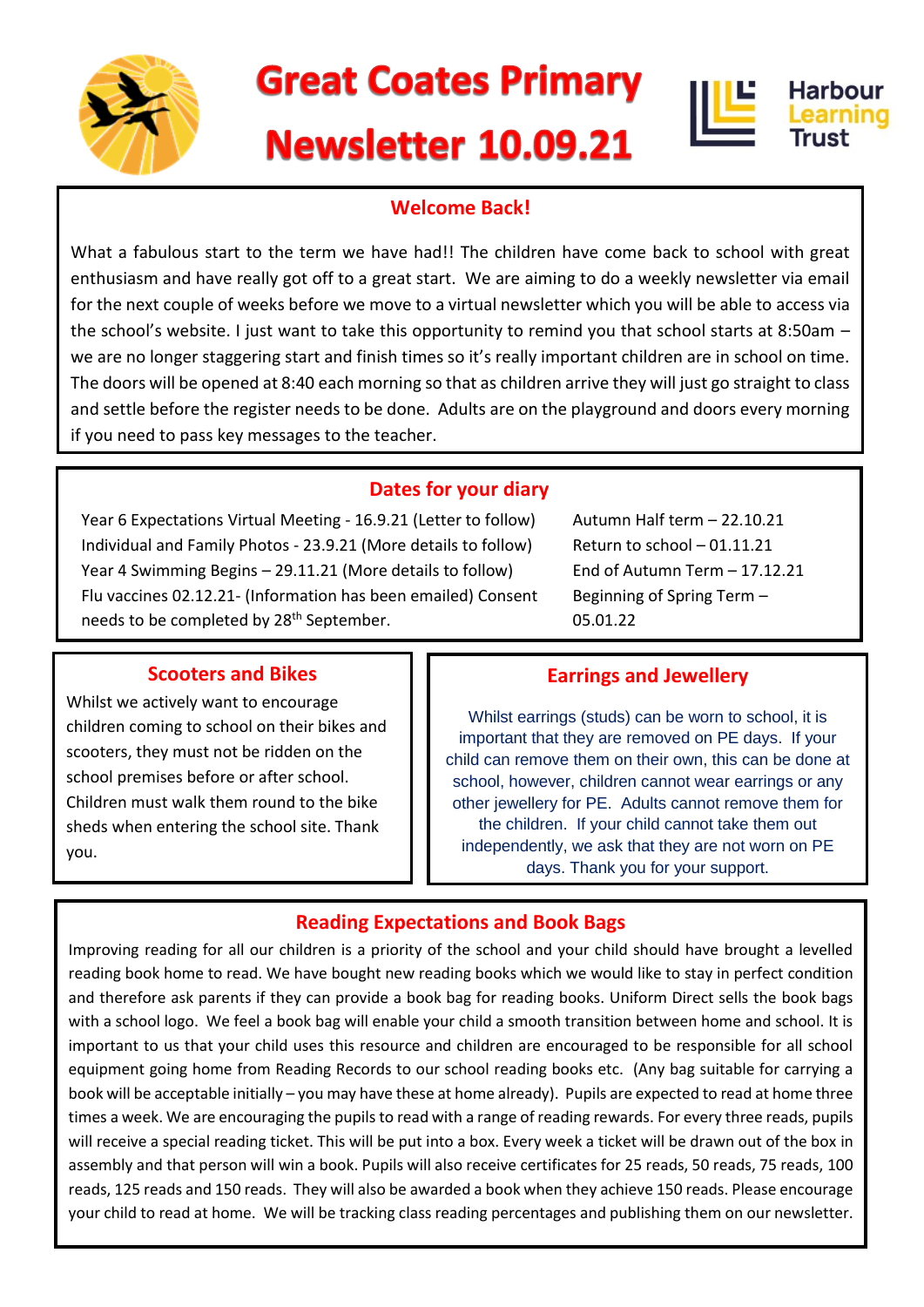# Great Coates Primary Newsletter 10.09.21

Harbour Learning Trust

## Welcome Back!

What a fabulous start to the term we have had!! The children have come back to school with great enthusiasm and have really got off to a great start. We are aiming to do a weekly newsletter via email for the next couple of weeks before we move to a virtual newsletter which you will be able to access via the school's website. I just want to take this opportunity to remind you that school starts at 8:50am – we are no longer staggering start and finish times so it's really important children are in school on time. The doors will be opened at 8:40 each morning so that as children arrive they will just go straight to class and settle before the register needs to be done. Adults are on the playground and doors every morning if you need to pass key messages to the teacher.

## Dates for your diary

Year 6 Expectations Virtual Meeting - 16.9.21 (Letter to follow)
Individual and Family Photos - 23.9.21 (More details to follow)
Year 4 Swimming Begins – 29.11.21 (More details to follow)
Flu vaccines 02.12.21- (Information has been emailed) Consent needs to be completed by 28th September.

Autumn Half term – 22.10.21
Return to school – 01.11.21
End of Autumn Term – 17.12.21
Beginning of Spring Term – 05.01.22

## Scooters and Bikes

Whilst we actively want to encourage children coming to school on their bikes and scooters, they must not be ridden on the school premises before or after school. Children must walk them round to the bike sheds when entering the school site. Thank you.

## Earrings and Jewellery

Whilst earrings (studs) can be worn to school, it is important that they are removed on PE days. If your child can remove them on their own, this can be done at school, however, children cannot wear earrings or any other jewellery for PE. Adults cannot remove them for the children. If your child cannot take them out independently, we ask that they are not worn on PE days. Thank you for your support.

## Reading Expectations and Book Bags

Improving reading for all our children is a priority of the school and your child should have brought a levelled reading book home to read. We have bought new reading books which we would like to stay in perfect condition and therefore ask parents if they can provide a book bag for reading books. Uniform Direct sells the book bags with a school logo. We feel a book bag will enable your child a smooth transition between home and school. It is important to us that your child uses this resource and children are encouraged to be responsible for all school equipment going home from Reading Records to our school reading books etc. (Any bag suitable for carrying a book will be acceptable initially – you may have these at home already). Pupils are expected to read at home three times a week. We are encouraging the pupils to read with a range of reading rewards. For every three reads, pupils will receive a special reading ticket. This will be put into a box. Every week a ticket will be drawn out of the box in assembly and that person will win a book. Pupils will also receive certificates for 25 reads, 50 reads, 75 reads, 100 reads, 125 reads and 150 reads. They will also be awarded a book when they achieve 150 reads. Please encourage your child to read at home. We will be tracking class reading percentages and publishing them on our newsletter.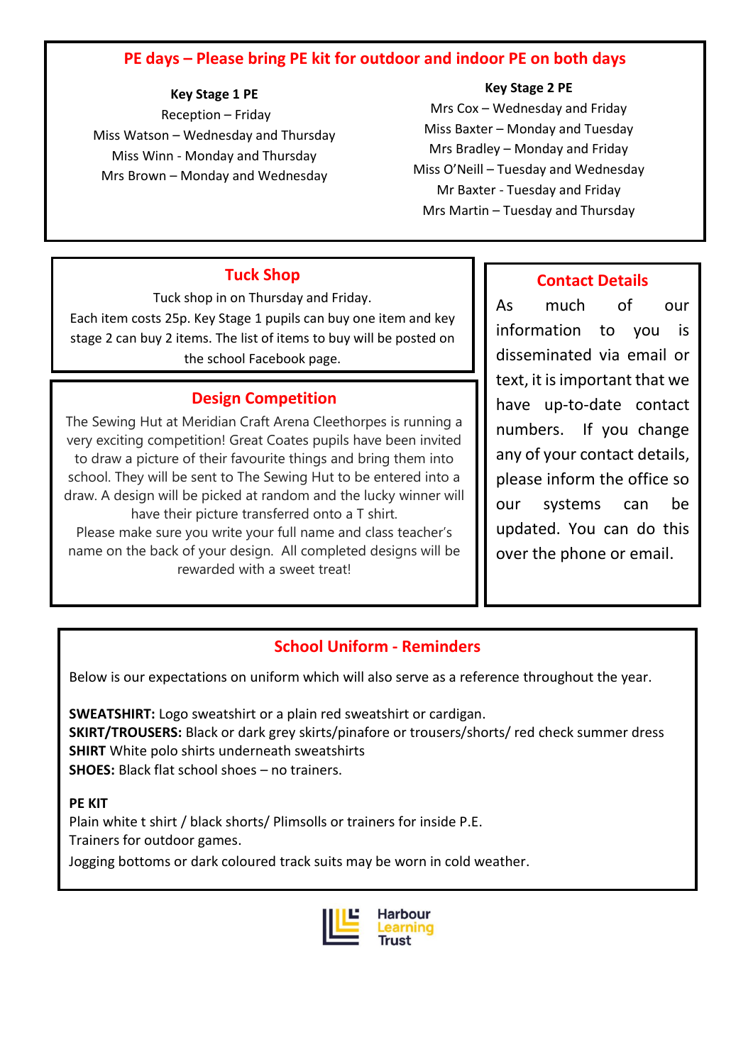## PE days – Please bring PE kit for outdoor and indoor PE on both days

**Key Stage 1 PE**

Reception – Friday
Miss Watson – Wednesday and Thursday
Miss Winn - Monday and Thursday
Mrs Brown – Monday and Wednesday

**Key Stage 2 PE**

Mrs Cox – Wednesday and Friday
Miss Baxter – Monday and Tuesday
Mrs Bradley – Monday and Friday
Miss O'Neill – Tuesday and Wednesday
Mr Baxter - Tuesday and Friday
Mrs Martin – Tuesday and Thursday

## Tuck Shop

Tuck shop in on Thursday and Friday.
Each item costs 25p. Key Stage 1 pupils can buy one item and key stage 2 can buy 2 items. The list of items to buy will be posted on the school Facebook page.

## Design Competition

The Sewing Hut at Meridian Craft Arena Cleethorpes is running a very exciting competition! Great Coates pupils have been invited to draw a picture of their favourite things and bring them into school. They will be sent to The Sewing Hut to be entered into a draw. A design will be picked at random and the lucky winner will have their picture transferred onto a T shirt.
Please make sure you write your full name and class teacher's name on the back of your design. All completed designs will be rewarded with a sweet treat!

## Contact Details

As much of our information to you is disseminated via email or text, it is important that we have up-to-date contact numbers. If you change any of your contact details, please inform the office so our systems can be updated. You can do this over the phone or email.

## School Uniform - Reminders

Below is our expectations on uniform which will also serve as a reference throughout the year.

**SWEATSHIRT:** Logo sweatshirt or a plain red sweatshirt or cardigan.
**SKIRT/TROUSERS:** Black or dark grey skirts/pinafore or trousers/shorts/ red check summer dress
**SHIRT** White polo shirts underneath sweatshirts
**SHOES:** Black flat school shoes – no trainers.

**PE KIT**
Plain white t shirt / black shorts/ Plimsolls or trainers for inside P.E.
Trainers for outdoor games.
Jogging bottoms or dark coloured track suits may be worn in cold weather.

Harbour Learning Trust